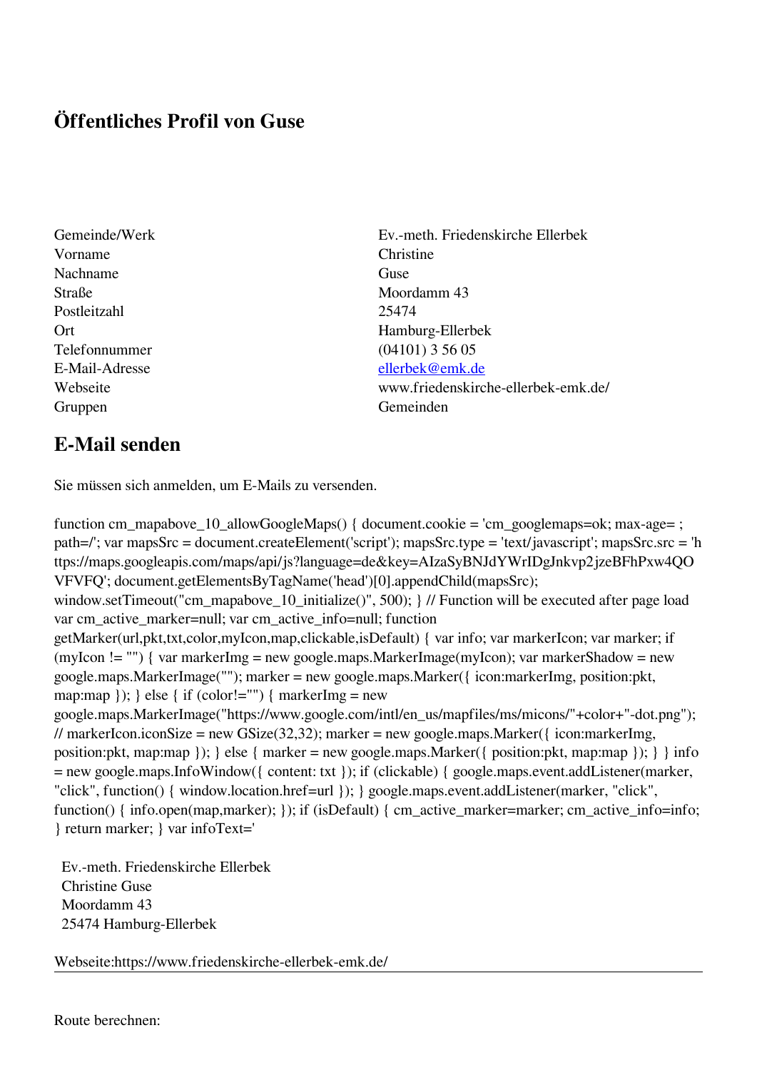# Öffentliches Profil von Guse

| | |
|---|---|
| Gemeinde/Werk | Ev.-meth. Friedenskirche Ellerbek |
| Vorname | Christine |
| Nachname | Guse |
| Straße | Moordamm 43 |
| Postleitzahl | 25474 |
| Ort | Hamburg-Ellerbek |
| Telefonnummer | (04101) 3 56 05 |
| E-Mail-Adresse | ellerbek@emk.de |
| Webseite | www.friedenskirche-ellerbek-emk.de/ |
| Gruppen | Gemeinden |

## E-Mail senden

Sie müssen sich anmelden, um E-Mails zu versenden.

```
function cm_mapabove_10_allowGoogleMaps() { document.cookie = 'cm_googlemaps=ok; max-age= ; path=/'; var mapsSrc = document.createElement('script'); mapsSrc.type = 'text/javascript'; mapsSrc.src = 'https://maps.googleapis.com/maps/api/js?language=de&key=AIzaSyBNJdYWrIDgJnkvp2jzeBFhPxw4QOVFVFQ'; document.getElementsByTagName('head')[0].appendChild(mapsSrc); window.setTimeout("cm_mapabove_10_initialize()", 500); } // Function will be executed after page load var cm_active_marker=null; var cm_active_info=null; function getMarker(url,pkt,txt,color,myIcon,map,clickable,isDefault) { var info; var markerIcon; var marker; if (myIcon != "") { var markerImg = new google.maps.MarkerImage(myIcon); var markerShadow = new google.maps.MarkerImage(""); marker = new google.maps.Marker({ icon:markerImg, position:pkt, map:map }); } else { if (color!="") { markerImg = new google.maps.MarkerImage("https://www.google.com/intl/en_us/mapfiles/ms/micons/"+color+"-dot.png"); // markerIcon.iconSize = new GSize(32,32); marker = new google.maps.Marker({ icon:markerImg, position:pkt, map:map }); } else { marker = new google.maps.Marker({ position:pkt, map:map }); } } info = new google.maps.InfoWindow({ content: txt }); if (clickable) { google.maps.event.addListener(marker, "click", function() { window.location.href=url }); } google.maps.event.addListener(marker, "click", function() { info.open(map,marker); }); if (isDefault) { cm_active_marker=marker; cm_active_info=info; } return marker; } var infoText='
```

Ev.-meth. Friedenskirche Ellerbek
Christine Guse
Moordamm 43
25474 Hamburg-Ellerbek

Webseite:https://www.friedenskirche-ellerbek-emk.de/

---

Route berechnen: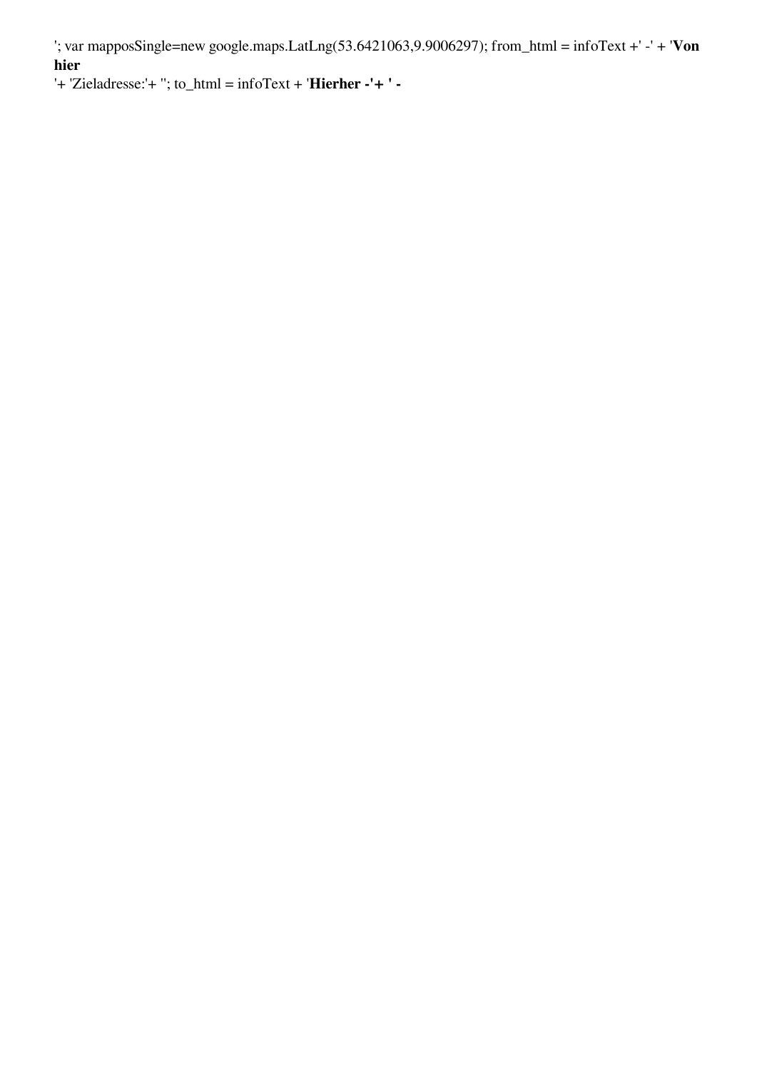'; var mapposSingle=new google.maps.LatLng(53.6421063,9.9006297); from_html = infoText +' -' + '**Von hier**

'+ 'Zieladresse:'+ ''; to_html = infoText + '**Hierher -'+ ' -**